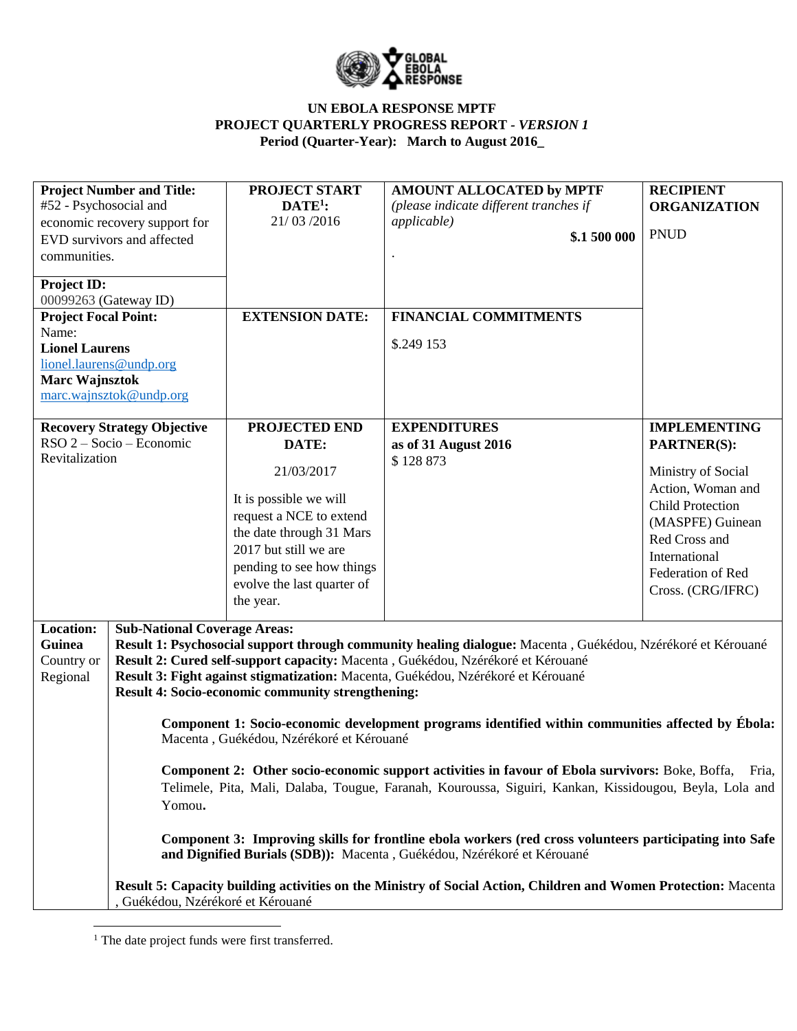**UN EBOLA RESPONSE MPTF**
**PROJECT QUARTERLY PROGRESS REPORT - *VERSION 1***
**Period (Quarter-Year): March to August 2016_**

| **Project Number and Title:** #52 - Psychosocial and economic recovery support for EVD survivors and affected communities. | **PROJECT START DATE[1]:** 21/ 03 /2016 | **AMOUNT ALLOCATED by MPTF** *(please indicate different tranches if applicable)* **$.1 500 000** . | **RECIPIENT ORGANIZATION** PNUD |
|---|---|---|---|
| **Project ID:** 00099263 (Gateway ID) | | | |
| **Project Focal Point:** Name: **Lionel Laurens** lionel.laurens@undp.org **Marc Wajnsztok** marc.wajnsztok@undp.org | **EXTENSION DATE:** | **FINANCIAL COMMITMENTS** $.249 153 | |
| **Recovery Strategy Objective** RSO 2 – Socio – Economic Revitalization | **PROJECTED END DATE:** 21/03/2017 It is possible we will request a NCE to extend the date through 31 Mars 2017 but still we are pending to see how things evolve the last quarter of the year. | **EXPENDITURES as of 31 August 2016** $ 128 873 | **IMPLEMENTING PARTNER(S):** Ministry of Social Action, Woman and Child Protection (MASPFE) Guinean Red Cross and International Federation of Red Cross. (CRG/IFRC) |

| **Location:** Guinea Country or Regional | **Sub-National Coverage Areas:** |
|---|---|
| | **Result 1: Psychosocial support through community healing dialogue:** Macenta , Guékédou, Nzérékoré et Kérouané<br>**Result 2: Cured self-support capacity:** Macenta , Guékédou, Nzérékoré et Kérouané<br>**Result 3: Fight against stigmatization:** Macenta, Guékédou, Nzérékoré et Kérouané<br>**Result 4: Socio-economic community strengthening:**<br>**Component 1: Socio-economic development programs identified within communities affected by Ébola:** Macenta , Guékédou, Nzérékoré et Kérouané<br>**Component 2: Other socio-economic support activities in favour of Ebola survivors:** Boke, Boffa, Fria, Telimele, Pita, Mali, Dalaba, Tougue, Faranah, Kouroussa, Siguiri, Kankan, Kissidougou, Beyla, Lola and Yomou.<br>**Component 3: Improving skills for frontline ebola workers (red cross volunteers participating into Safe and Dignified Burials (SDB)):** Macenta , Guékédou, Nzérékoré et Kérouané<br>**Result 5: Capacity building activities on the Ministry of Social Action, Children and Women Protection:** Macenta , Guékédou, Nzérékoré et Kérouané |

[1] The date project funds were first transferred.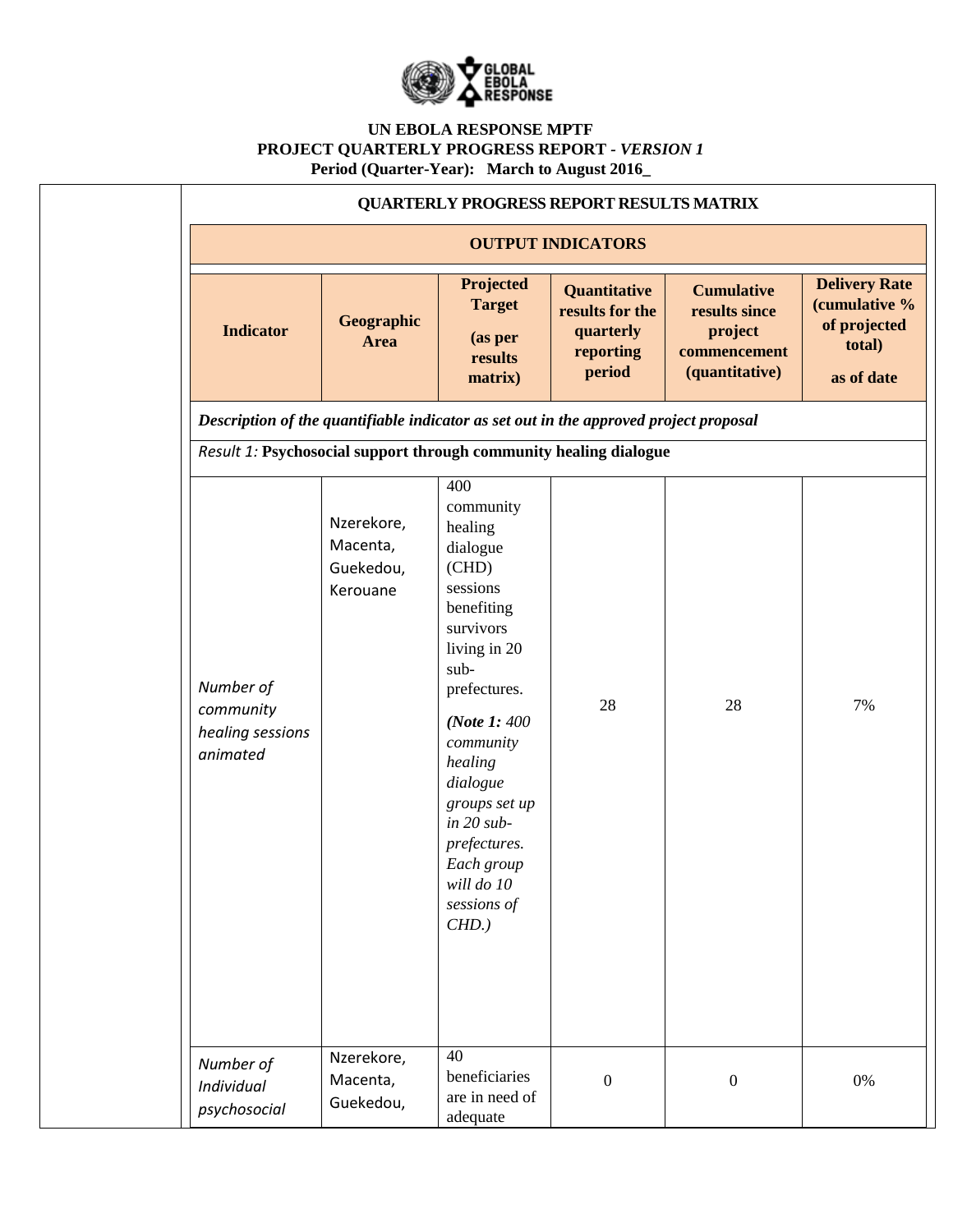**UN EBOLA RESPONSE MPTF**
**PROJECT QUARTERLY PROGRESS REPORT -** ***VERSION 1***
**Period (Quarter-Year): March to August 2016_**

**QUARTERLY PROGRESS REPORT RESULTS MATRIX**

| **OUTPUT INDICATORS** | | | | | |
|---|---|---|---|---|---|
| **Indicator** | **Geographic Area** | **Projected Target (as per results matrix)** | **Quantitative results for the quarterly reporting period** | **Cumulative results since project commencement (quantitative)** | **Delivery Rate (cumulative % of projected total) as of date** |
| ***Description of the quantifiable indicator as set out in the approved project proposal*** | | | | | |
| *Result 1:* **Psychosocial support through community healing dialogue** | | | | | |
| *Number of community healing sessions animated* | Nzerekore, Macenta, Guekedou, Kerouane | 400 community healing dialogue (CHD) sessions benefiting survivors living in 20 sub-prefectures. ***(Note 1:** 400 community healing dialogue groups set up in 20 sub-prefectures. Each group will do 10 sessions of CHD.)* | 28 | 28 | 7% |
| *Number of Individual psychosocial* | Nzerekore, Macenta, Guekedou, | 40 beneficiaries are in need of adequate | 0 | 0 | 0% |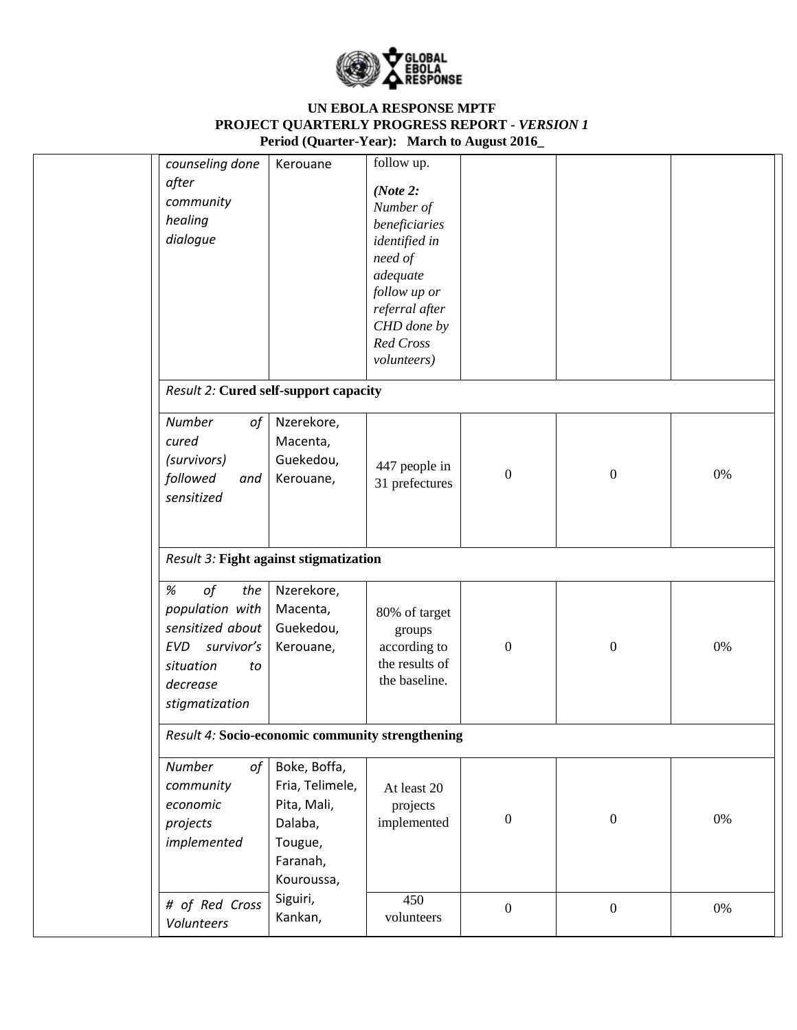| | | | | | | |
|---|---|---|---|---|---|---|
| | *counseling done after community healing dialogue* | Kerouane | follow up. *(Note 2: Number of beneficiaries identified in need of adequate follow up or referral after CHD done by Red Cross volunteers)* | | | |
| | *Result 2:* **Cured self-support capacity** | | | | | |
| | *Number of cured (survivors) followed and sensitized* | Nzerekore, Macenta, Guekedou, Kerouane, | 447 people in 31 prefectures | 0 | 0 | 0% |
| | *Result 3:* **Fight against stigmatization** | | | | | |
| | *% of the population with sensitized about EVD survivor's situation to decrease stigmatization* | Nzerekore, Macenta, Guekedou, Kerouane, | 80% of target groups according to the results of the baseline. | 0 | 0 | 0% |
| | *Result 4:* **Socio-economic community strengthening** | | | | | |
| | *Number of community economic projects implemented* | Boke, Boffa, Fria, Telimele, Pita, Mali, Dalaba, Tougue, Faranah, Kouroussa, Siguiri, Kankan, | At least 20 projects implemented | 0 | 0 | 0% |
| | *# of Red Cross Volunteers* | | 450 volunteers | 0 | 0 | 0% |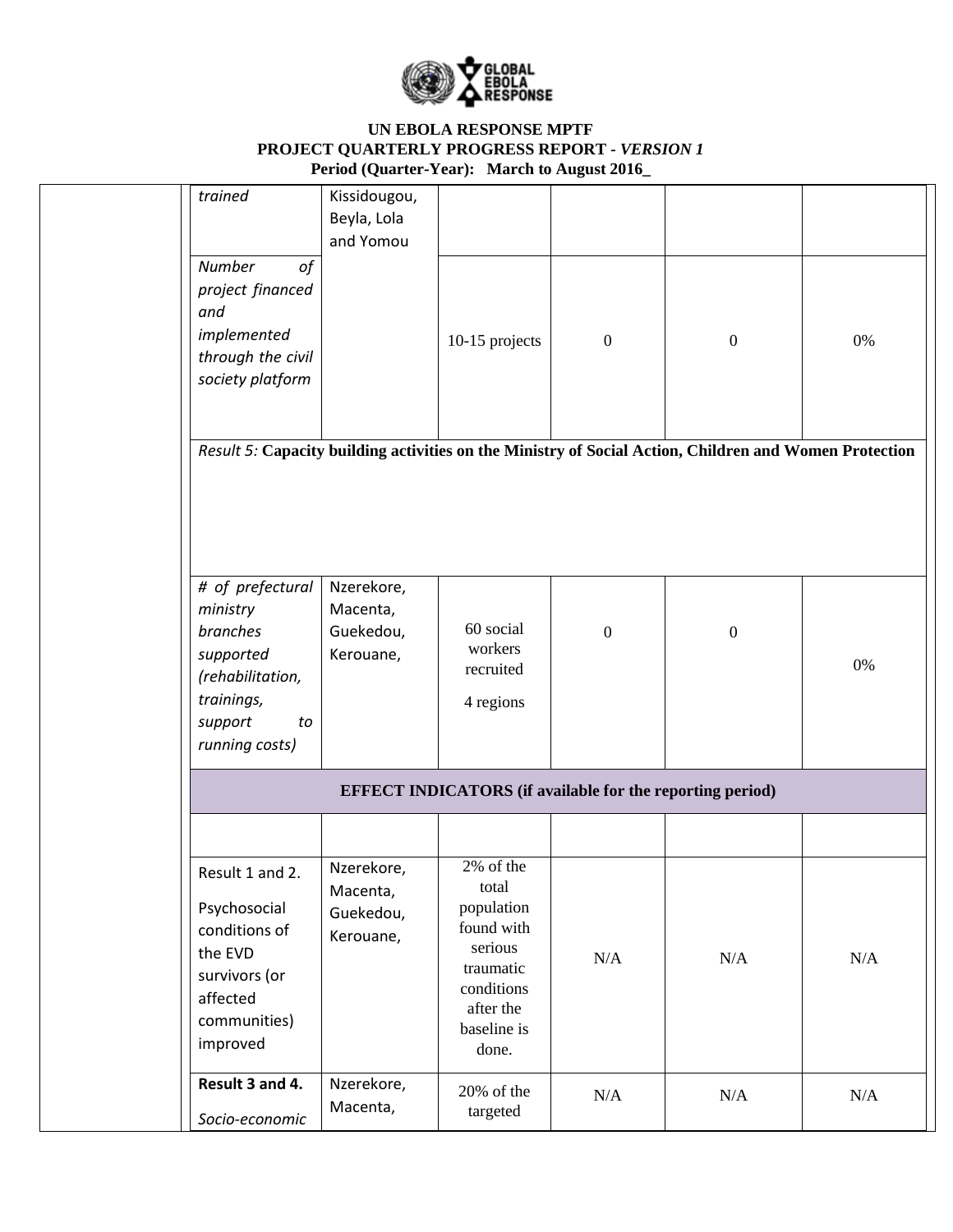# UN EBOLA RESPONSE MPTF

## PROJECT QUARTERLY PROGRESS REPORT - *VERSION 1*

**Period (Quarter-Year): March to August 2016_**

| | | | | | | |
|---|---|---|---|---|---|---|
| | *trained* | Kissidougou, Beyla, Lola and Yomou | | | | |
| | *Number of project financed and implemented through the civil society platform* | | 10-15 projects | 0 | 0 | 0% |
| | *Result 5:* **Capacity building activities on the Ministry of Social Action, Children and Women Protection** | | | | | |
| | *# of prefectural ministry branches supported (rehabilitation, trainings, support to running costs)* | Nzerekore, Macenta, Guekedou, Kerouane, | 60 social workers recruited<br>4 regions | 0 | 0 | 0% |
| | **EFFECT INDICATORS (if available for the reporting period)** | | | | | |
| | | | | | | |
| | Result 1 and 2.<br>Psychosocial conditions of the EVD survivors (or affected communities) improved | Nzerekore, Macenta, Guekedou, Kerouane, | 2% of the total population found with serious traumatic conditions after the baseline is done. | N/A | N/A | N/A |
| | **Result 3 and 4.**<br>*Socio-economic* | Nzerekore, Macenta, | 20% of the targeted | N/A | N/A | N/A |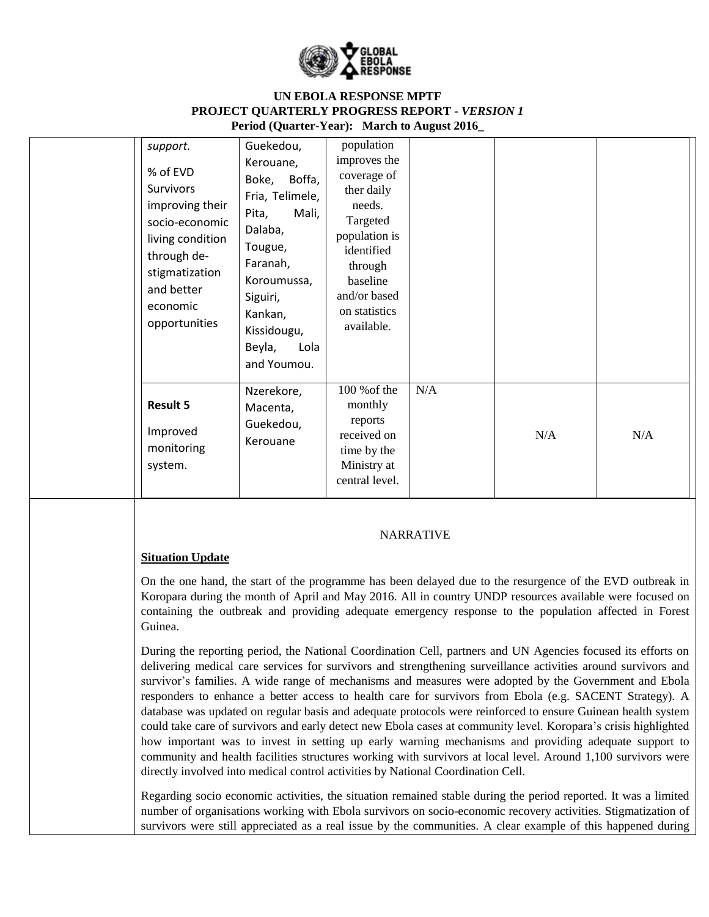| | | | | | | |
|---|---|---|---|---|---|---|
| | *support.* <br><br> % of EVD Survivors improving their socio-economic living condition through de-stigmatization and better economic opportunities | Guekedou, Kerouane, Boke, Boffa, Fria, Telimele, Pita, Mali, Dalaba, Tougue, Faranah, Koroumussa, Siguiri, Kankan, Kissidougu, Beyla, Lola and Youmou. | population improves the coverage of ther daily needs. Targeted population is identified through baseline and/or based on statistics available. | | | |
| | **Result 5** <br><br> Improved monitoring system. | Nzerekore, Macenta, Guekedou, Kerouane | 100 %of the monthly reports received on time by the Ministry at central level. | N/A | N/A | N/A |

NARRATIVE

**Situation Update**

On the one hand, the start of the programme has been delayed due to the resurgence of the EVD outbreak in Koropara during the month of April and May 2016. All in country UNDP resources available were focused on containing the outbreak and providing adequate emergency response to the population affected in Forest Guinea.

During the reporting period, the National Coordination Cell, partners and UN Agencies focused its efforts on delivering medical care services for survivors and strengthening surveillance activities around survivors and survivor's families. A wide range of mechanisms and measures were adopted by the Government and Ebola responders to enhance a better access to health care for survivors from Ebola (e.g. SACENT Strategy). A database was updated on regular basis and adequate protocols were reinforced to ensure Guinean health system could take care of survivors and early detect new Ebola cases at community level. Koropara's crisis highlighted how important was to invest in setting up early warning mechanisms and providing adequate support to community and health facilities structures working with survivors at local level. Around 1,100 survivors were directly involved into medical control activities by National Coordination Cell.

Regarding socio economic activities, the situation remained stable during the period reported. It was a limited number of organisations working with Ebola survivors on socio-economic recovery activities. Stigmatization of survivors were still appreciated as a real issue by the communities. A clear example of this happened during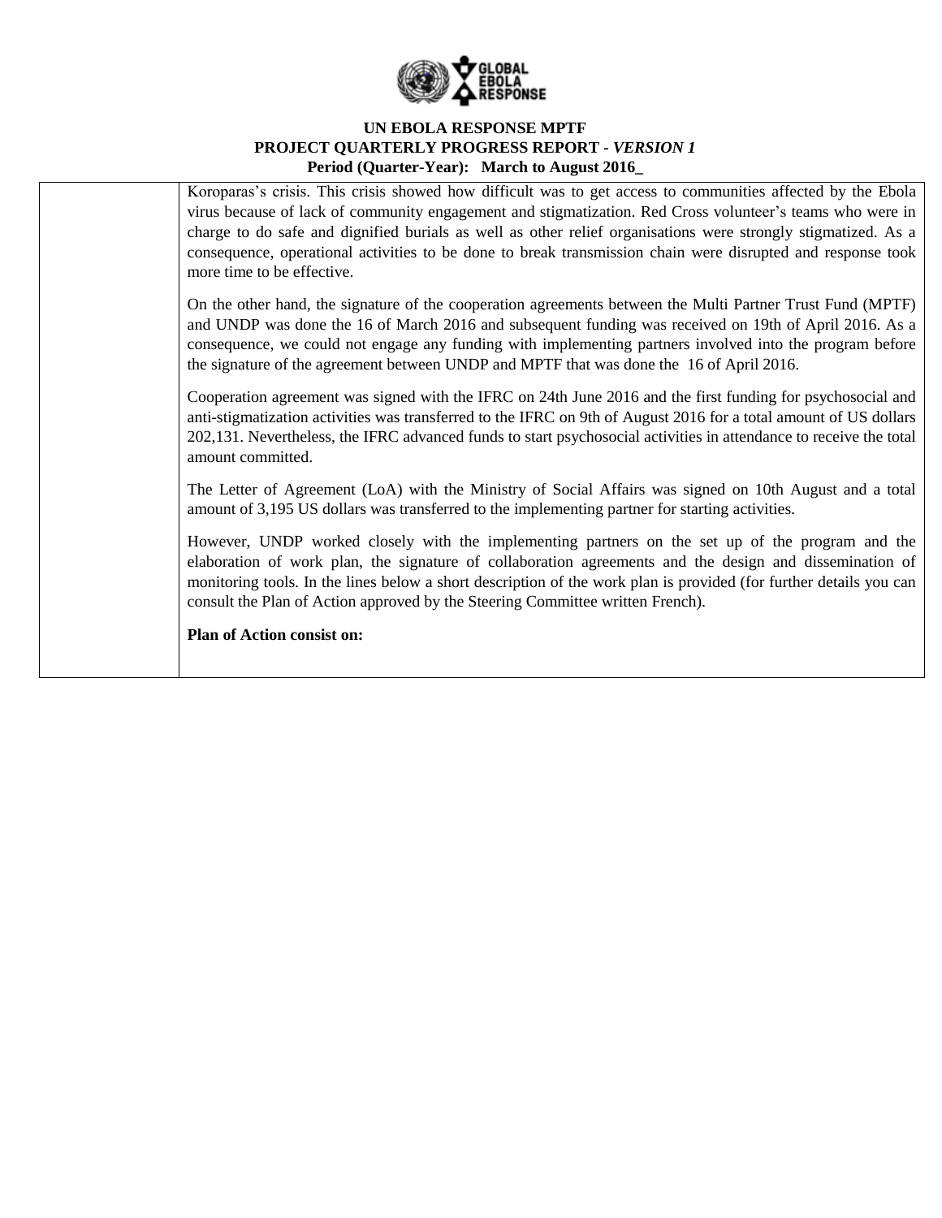| | Koroparas's crisis. This crisis showed how difficult was to get access to communities affected by the Ebola virus because of lack of community engagement and stigmatization. Red Cross volunteer's teams who were in charge to do safe and dignified burials as well as other relief organisations were strongly stigmatized. As a consequence, operational activities to be done to break transmission chain were disrupted and response took more time to be effective.<br><br>On the other hand, the signature of the cooperation agreements between the Multi Partner Trust Fund (MPTF) and UNDP was done the 16 of March 2016 and subsequent funding was received on 19th of April 2016. As a consequence, we could not engage any funding with implementing partners involved into the program before the signature of the agreement between UNDP and MPTF that was done the 16 of April 2016.<br><br>Cooperation agreement was signed with the IFRC on 24th June 2016 and the first funding for psychosocial and anti-stigmatization activities was transferred to the IFRC on 9th of August 2016 for a total amount of US dollars 202,131. Nevertheless, the IFRC advanced funds to start psychosocial activities in attendance to receive the total amount committed.<br><br>The Letter of Agreement (LoA) with the Ministry of Social Affairs was signed on 10th August and a total amount of 3,195 US dollars was transferred to the implementing partner for starting activities.<br><br>However, UNDP worked closely with the implementing partners on the set up of the program and the elaboration of work plan, the signature of collaboration agreements and the design and dissemination of monitoring tools. In the lines below a short description of the work plan is provided (for further details you can consult the Plan of Action approved by the Steering Committee written French).<br><br>**Plan of Action consist on:** |
|---|---|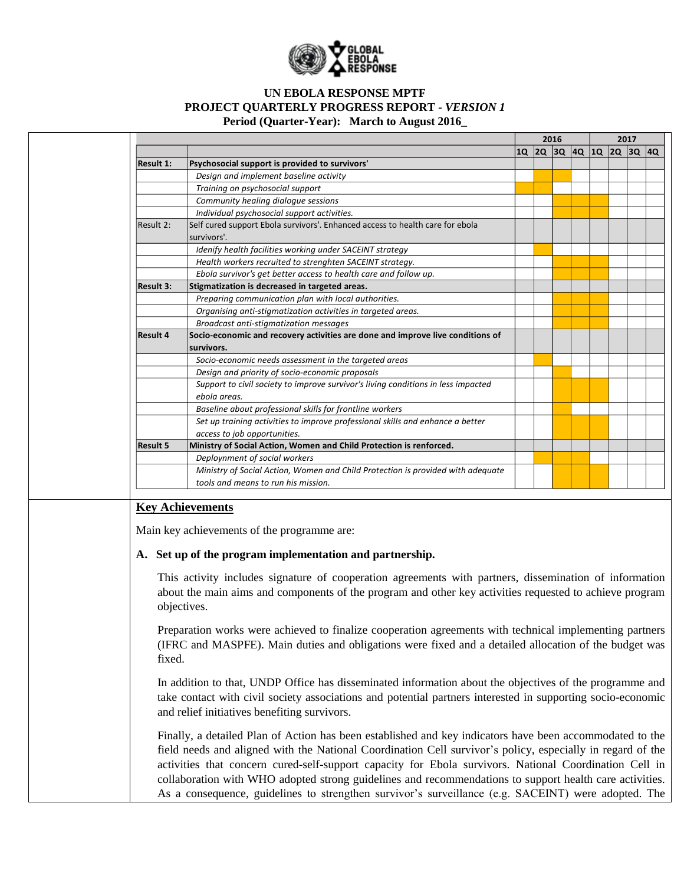| | | 2016 | | | | 2017 | | | |
|---|---|---|---|---|---|---|---|---|---|
| | | 1Q | 2Q | 3Q | 4Q | 1Q | 2Q | 3Q | 4Q |
| **Result 1:** | **Psychosocial support is provided to survivors'** | | | | | | | | |
| | *Design and implement baseline activity* | | X | X | | | | | |
| | *Training on psychosocial support* | X | X | | | | | | |
| | *Community healing dialogue sessions* | | | X | X | X | | | |
| | *Individual psychosocial support activities.* | | | X | X | X | | | |
| Result 2: | Self cured support Ebola survivors'. Enhanced access to health care for ebola survivors'. | | | | | | | | |
| | *Idenify health facilities working under SACEINT strategy* | | X | | | | | | |
| | *Health workers recruited to strenghten SACEINT strategy.* | | | X | X | X | | | |
| | *Ebola survivor's get better access to health care and follow up.* | | | X | X | X | | | |
| **Result 3:** | **Stigmatization is decreased in targeted areas.** | | | | | | | | |
| | *Preparing communication plan with local authorities.* | | | X | X | X | | | |
| | *Organising anti-stigmatization activities in targeted areas.* | | | X | X | X | | | |
| | *Broadcast anti-stigmatization messages* | | | X | X | X | | | |
| **Result 4** | **Socio-economic and recovery activities are done and improve live conditions of survivors.** | | | | | | | | |
| | *Socio-economic needs assessment in the targeted areas* | | X | | | | | | |
| | *Design and priority of socio-economic proposals* | | | X | | | | | |
| | *Support to civil society to improve survivor's living conditions in less impacted ebola areas.* | | | X | X | X | | | |
| | *Baseline about professional skills for frontline workers* | | | X | | | | | |
| | *Set up training activities to improve professional skills and enhance a better access to job opportunities.* | | | X | X | X | | | |
| **Result 5** | **Ministry of Social Action, Women and Child Protection is renforced.** | | | | | | | | |
| | *Deploynment of social workers* | | X | X | X | | | | |
| | *Ministry of Social Action, Women and Child Protection is provided with adequate tools and means to run his mission.* | | | X | X | X | | | |

## Key Achievements

Main key achievements of the programme are:

### A. Set up of the program implementation and partnership.

This activity includes signature of cooperation agreements with partners, dissemination of information about the main aims and components of the program and other key activities requested to achieve program objectives.

Preparation works were achieved to finalize cooperation agreements with technical implementing partners (IFRC and MASPFE). Main duties and obligations were fixed and a detailed allocation of the budget was fixed.

In addition to that, UNDP Office has disseminated information about the objectives of the programme and take contact with civil society associations and potential partners interested in supporting socio-economic and relief initiatives benefiting survivors.

Finally, a detailed Plan of Action has been established and key indicators have been accommodated to the field needs and aligned with the National Coordination Cell survivor's policy, especially in regard of the activities that concern cured-self-support capacity for Ebola survivors. National Coordination Cell in collaboration with WHO adopted strong guidelines and recommendations to support health care activities. As a consequence, guidelines to strengthen survivor's surveillance (e.g. SACEINT) were adopted. The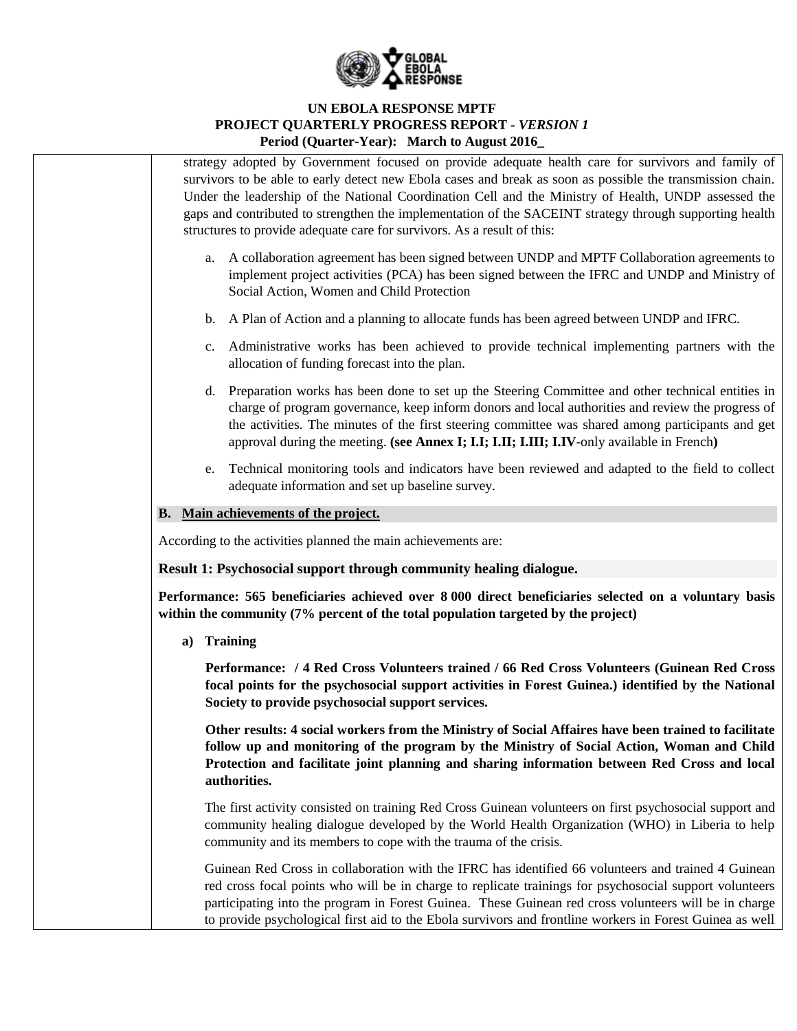strategy adopted by Government focused on provide adequate health care for survivors and family of survivors to be able to early detect new Ebola cases and break as soon as possible the transmission chain. Under the leadership of the National Coordination Cell and the Ministry of Health, UNDP assessed the gaps and contributed to strengthen the implementation of the SACEINT strategy through supporting health structures to provide adequate care for survivors. As a result of this:

a. A collaboration agreement has been signed between UNDP and MPTF Collaboration agreements to implement project activities (PCA) has been signed between the IFRC and UNDP and Ministry of Social Action, Women and Child Protection

b. A Plan of Action and a planning to allocate funds has been agreed between UNDP and IFRC.

c. Administrative works has been achieved to provide technical implementing partners with the allocation of funding forecast into the plan.

d. Preparation works has been done to set up the Steering Committee and other technical entities in charge of program governance, keep inform donors and local authorities and review the progress of the activities. The minutes of the first steering committee was shared among participants and get approval during the meeting. **(see Annex I; I.I; I.II; I.III; I.IV-**only available in French**)**

e. Technical monitoring tools and indicators have been reviewed and adapted to the field to collect adequate information and set up baseline survey.

**B. Main achievements of the project.**

According to the activities planned the main achievements are:

**Result 1: Psychosocial support through community healing dialogue.**

**Performance: 565 beneficiaries achieved over 8 000 direct beneficiaries selected on a voluntary basis within the community (7% percent of the total population targeted by the project)**

**a) Training**

**Performance: / 4 Red Cross Volunteers trained / 66 Red Cross Volunteers (Guinean Red Cross focal points for the psychosocial support activities in Forest Guinea.) identified by the National Society to provide psychosocial support services.**

**Other results: 4 social workers from the Ministry of Social Affaires have been trained to facilitate follow up and monitoring of the program by the Ministry of Social Action, Woman and Child Protection and facilitate joint planning and sharing information between Red Cross and local authorities.**

The first activity consisted on training Red Cross Guinean volunteers on first psychosocial support and community healing dialogue developed by the World Health Organization (WHO) in Liberia to help community and its members to cope with the trauma of the crisis.

Guinean Red Cross in collaboration with the IFRC has identified 66 volunteers and trained 4 Guinean red cross focal points who will be in charge to replicate trainings for psychosocial support volunteers participating into the program in Forest Guinea. These Guinean red cross volunteers will be in charge to provide psychological first aid to the Ebola survivors and frontline workers in Forest Guinea as well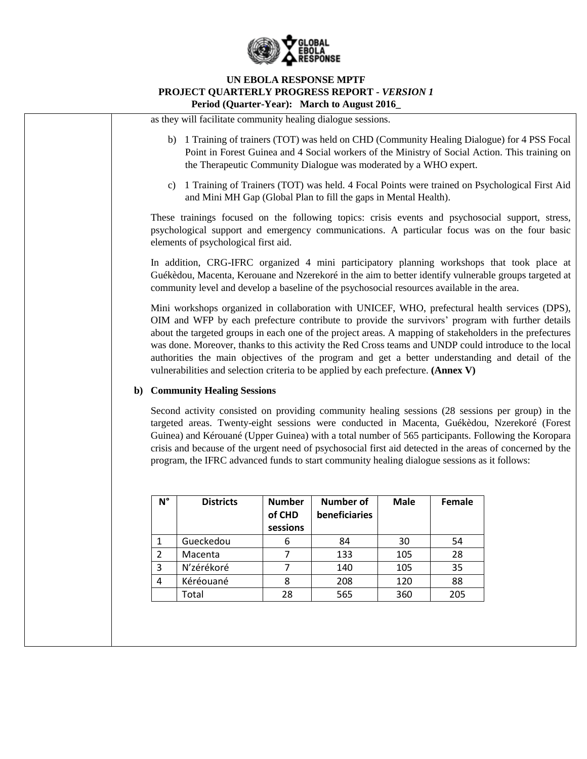as they will facilitate community healing dialogue sessions.

b) 1 Training of trainers (TOT) was held on CHD (Community Healing Dialogue) for 4 PSS Focal Point in Forest Guinea and 4 Social workers of the Ministry of Social Action. This training on the Therapeutic Community Dialogue was moderated by a WHO expert.

c) 1 Training of Trainers (TOT) was held. 4 Focal Points were trained on Psychological First Aid and Mini MH Gap (Global Plan to fill the gaps in Mental Health).

These trainings focused on the following topics: crisis events and psychosocial support, stress, psychological support and emergency communications. A particular focus was on the four basic elements of psychological first aid.

In addition, CRG-IFRC organized 4 mini participatory planning workshops that took place at Guékèdou, Macenta, Kerouane and Nzerekoré in the aim to better identify vulnerable groups targeted at community level and develop a baseline of the psychosocial resources available in the area.

Mini workshops organized in collaboration with UNICEF, WHO, prefectural health services (DPS), OIM and WFP by each prefecture contribute to provide the survivors' program with further details about the targeted groups in each one of the project areas. A mapping of stakeholders in the prefectures was done. Moreover, thanks to this activity the Red Cross teams and UNDP could introduce to the local authorities the main objectives of the program and get a better understanding and detail of the vulnerabilities and selection criteria to be applied by each prefecture. **(Annex V)**

**b) Community Healing Sessions**

Second activity consisted on providing community healing sessions (28 sessions per group) in the targeted areas. Twenty-eight sessions were conducted in Macenta, Guékèdou, Nzerekoré (Forest Guinea) and Kérouané (Upper Guinea) with a total number of 565 participants. Following the Koropara crisis and because of the urgent need of psychosocial first aid detected in the areas of concerned by the program, the IFRC advanced funds to start community healing dialogue sessions as it follows:

| N° | Districts | Number of CHD sessions | Number of beneficiaries | Male | Female |
|---|---|---|---|---|---|
| 1 | Gueckedou | 6 | 84 | 30 | 54 |
| 2 | Macenta | 7 | 133 | 105 | 28 |
| 3 | N'zérékoré | 7 | 140 | 105 | 35 |
| 4 | Kéréouané | 8 | 208 | 120 | 88 |
| | Total | 28 | 565 | 360 | 205 |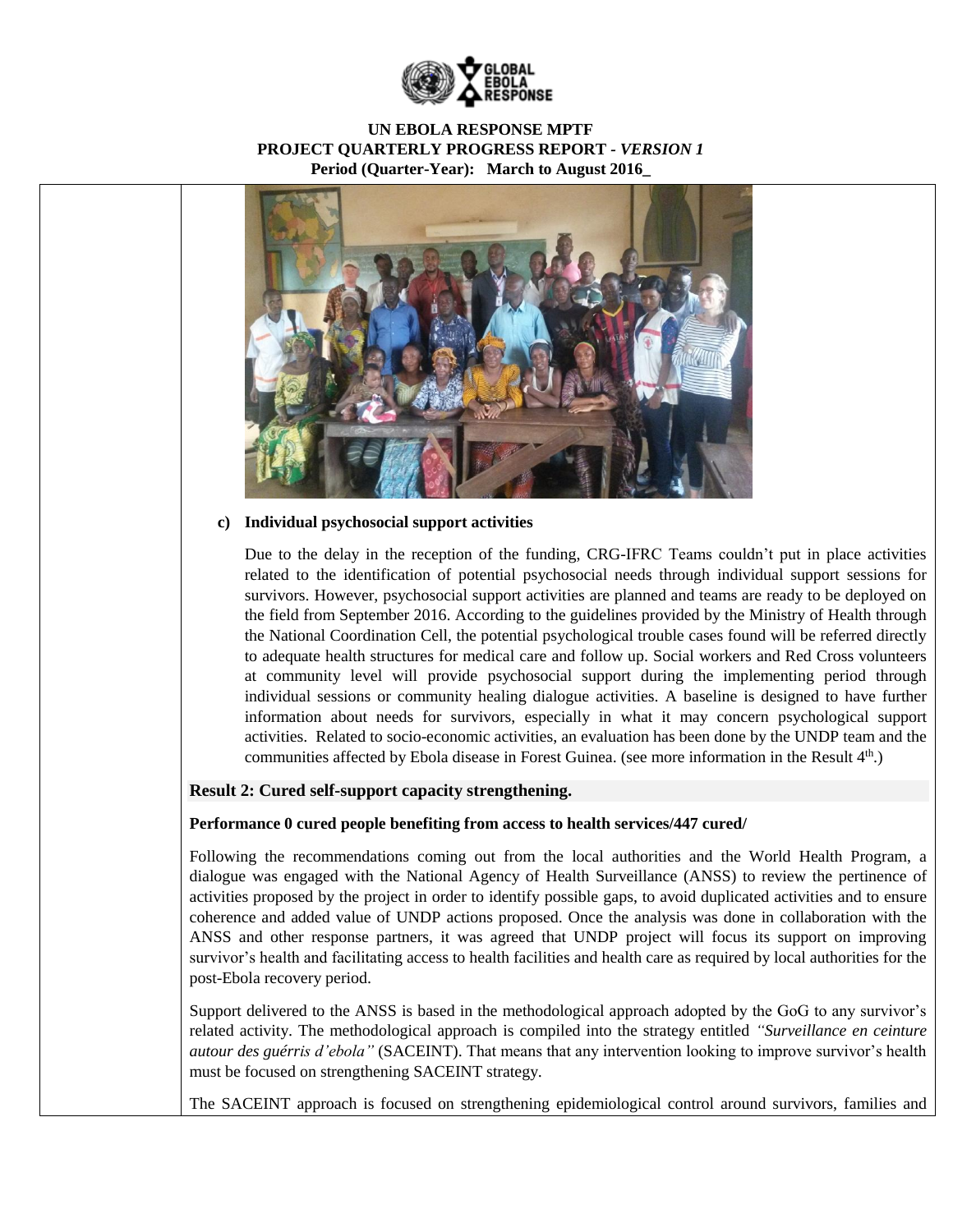**c) Individual psychosocial support activities**

Due to the delay in the reception of the funding, CRG-IFRC Teams couldn't put in place activities related to the identification of potential psychosocial needs through individual support sessions for survivors. However, psychosocial support activities are planned and teams are ready to be deployed on the field from September 2016. According to the guidelines provided by the Ministry of Health through the National Coordination Cell, the potential psychological trouble cases found will be referred directly to adequate health structures for medical care and follow up. Social workers and Red Cross volunteers at community level will provide psychosocial support during the implementing period through individual sessions or community healing dialogue activities. A baseline is designed to have further information about needs for survivors, especially in what it may concern psychological support activities. Related to socio-economic activities, an evaluation has been done by the UNDP team and the communities affected by Ebola disease in Forest Guinea. (see more information in the Result 4th.)

**Result 2: Cured self-support capacity strengthening.**

**Performance 0 cured people benefiting from access to health services/447 cured/**

Following the recommendations coming out from the local authorities and the World Health Program, a dialogue was engaged with the National Agency of Health Surveillance (ANSS) to review the pertinence of activities proposed by the project in order to identify possible gaps, to avoid duplicated activities and to ensure coherence and added value of UNDP actions proposed. Once the analysis was done in collaboration with the ANSS and other response partners, it was agreed that UNDP project will focus its support on improving survivor's health and facilitating access to health facilities and health care as required by local authorities for the post-Ebola recovery period.

Support delivered to the ANSS is based in the methodological approach adopted by the GoG to any survivor's related activity. The methodological approach is compiled into the strategy entitled *"Surveillance en ceinture autour des guérris d'ebola"* (SACEINT). That means that any intervention looking to improve survivor's health must be focused on strengthening SACEINT strategy.

The SACEINT approach is focused on strengthening epidemiological control around survivors, families and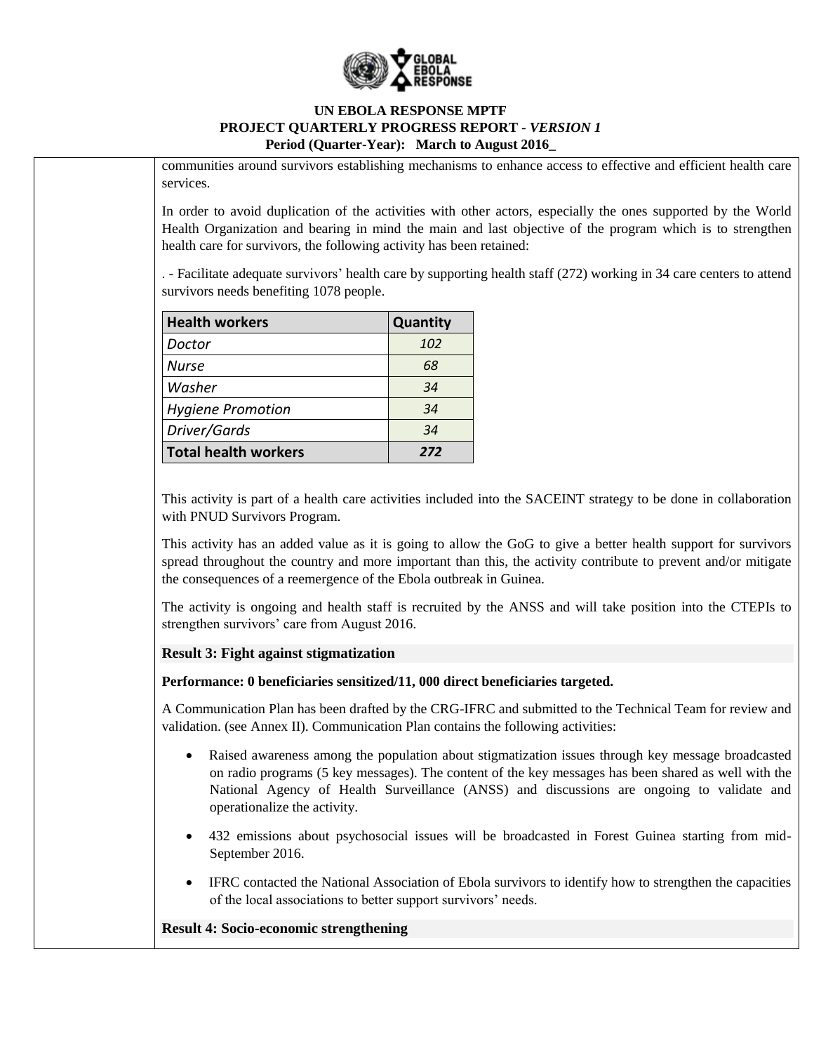communities around survivors establishing mechanisms to enhance access to effective and efficient health care services.

In order to avoid duplication of the activities with other actors, especially the ones supported by the World Health Organization and bearing in mind the main and last objective of the program which is to strengthen health care for survivors, the following activity has been retained:

. - Facilitate adequate survivors' health care by supporting health staff (272) working in 34 care centers to attend survivors needs benefiting 1078 people.

| **Health workers** | **Quantity** |
|---|---|
| *Doctor* | *102* |
| *Nurse* | *68* |
| *Washer* | *34* |
| *Hygiene Promotion* | *34* |
| *Driver/Gards* | *34* |
| **Total health workers** | ***272*** |

This activity is part of a health care activities included into the SACEINT strategy to be done in collaboration with PNUD Survivors Program.

This activity has an added value as it is going to allow the GoG to give a better health support for survivors spread throughout the country and more important than this, the activity contribute to prevent and/or mitigate the consequences of a reemergence of the Ebola outbreak in Guinea.

The activity is ongoing and health staff is recruited by the ANSS and will take position into the CTEPIs to strengthen survivors' care from August 2016.

**Result 3: Fight against stigmatization**

**Performance: 0 beneficiaries sensitized/11, 000 direct beneficiaries targeted.**

A Communication Plan has been drafted by the CRG-IFRC and submitted to the Technical Team for review and validation. (see Annex II). Communication Plan contains the following activities:

- Raised awareness among the population about stigmatization issues through key message broadcasted on radio programs (5 key messages). The content of the key messages has been shared as well with the National Agency of Health Surveillance (ANSS) and discussions are ongoing to validate and operationalize the activity.
- 432 emissions about psychosocial issues will be broadcasted in Forest Guinea starting from mid-September 2016.
- IFRC contacted the National Association of Ebola survivors to identify how to strengthen the capacities of the local associations to better support survivors' needs.

**Result 4: Socio-economic strengthening**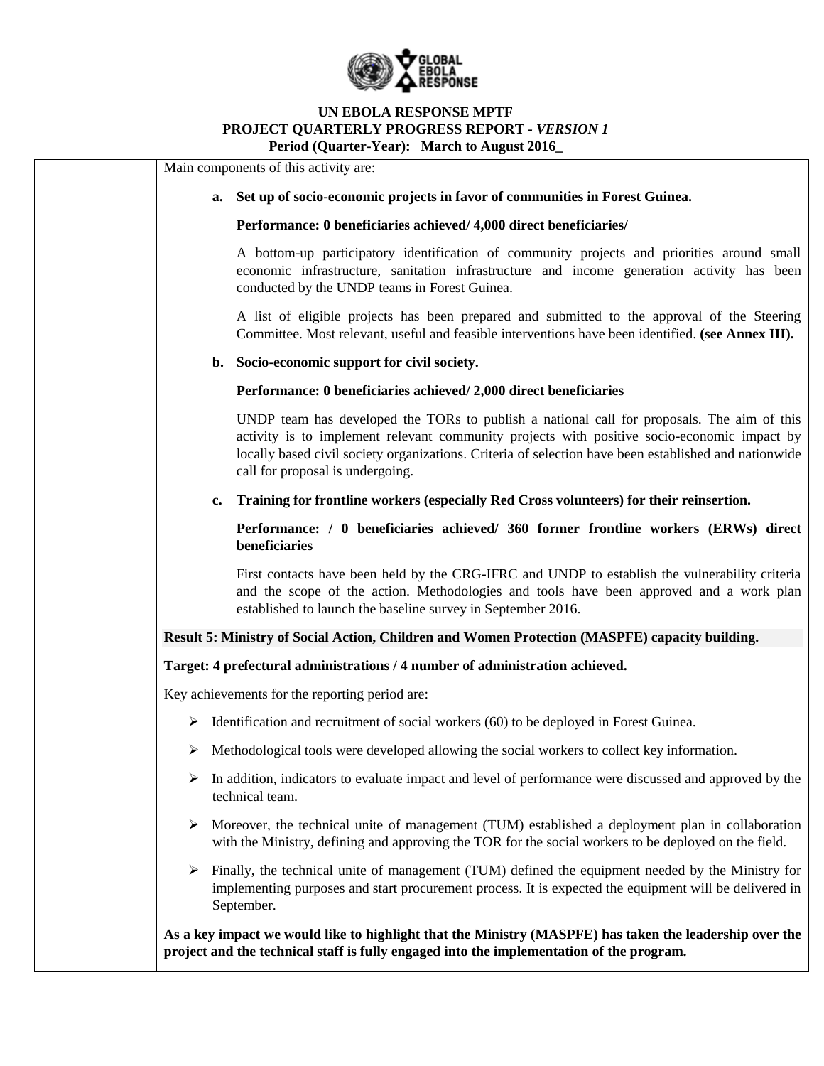Main components of this activity are:

**a. Set up of socio-economic projects in favor of communities in Forest Guinea.**

**Performance: 0 beneficiaries achieved/ 4,000 direct beneficiaries/**

A bottom-up participatory identification of community projects and priorities around small economic infrastructure, sanitation infrastructure and income generation activity has been conducted by the UNDP teams in Forest Guinea.

A list of eligible projects has been prepared and submitted to the approval of the Steering Committee. Most relevant, useful and feasible interventions have been identified. **(see Annex III).**

**b. Socio-economic support for civil society.**

**Performance: 0 beneficiaries achieved/ 2,000 direct beneficiaries**

UNDP team has developed the TORs to publish a national call for proposals. The aim of this activity is to implement relevant community projects with positive socio-economic impact by locally based civil society organizations. Criteria of selection have been established and nationwide call for proposal is undergoing.

**c. Training for frontline workers (especially Red Cross volunteers) for their reinsertion.**

**Performance: / 0 beneficiaries achieved/ 360 former frontline workers (ERWs) direct beneficiaries**

First contacts have been held by the CRG-IFRC and UNDP to establish the vulnerability criteria and the scope of the action. Methodologies and tools have been approved and a work plan established to launch the baseline survey in September 2016.

**Result 5: Ministry of Social Action, Children and Women Protection (MASPFE) capacity building.**

**Target: 4 prefectural administrations / 4 number of administration achieved.**

Key achievements for the reporting period are:

- Identification and recruitment of social workers (60) to be deployed in Forest Guinea.
- Methodological tools were developed allowing the social workers to collect key information.
- In addition, indicators to evaluate impact and level of performance were discussed and approved by the technical team.
- Moreover, the technical unite of management (TUM) established a deployment plan in collaboration with the Ministry, defining and approving the TOR for the social workers to be deployed on the field.
- Finally, the technical unite of management (TUM) defined the equipment needed by the Ministry for implementing purposes and start procurement process. It is expected the equipment will be delivered in September.

**As a key impact we would like to highlight that the Ministry (MASPFE) has taken the leadership over the project and the technical staff is fully engaged into the implementation of the program.**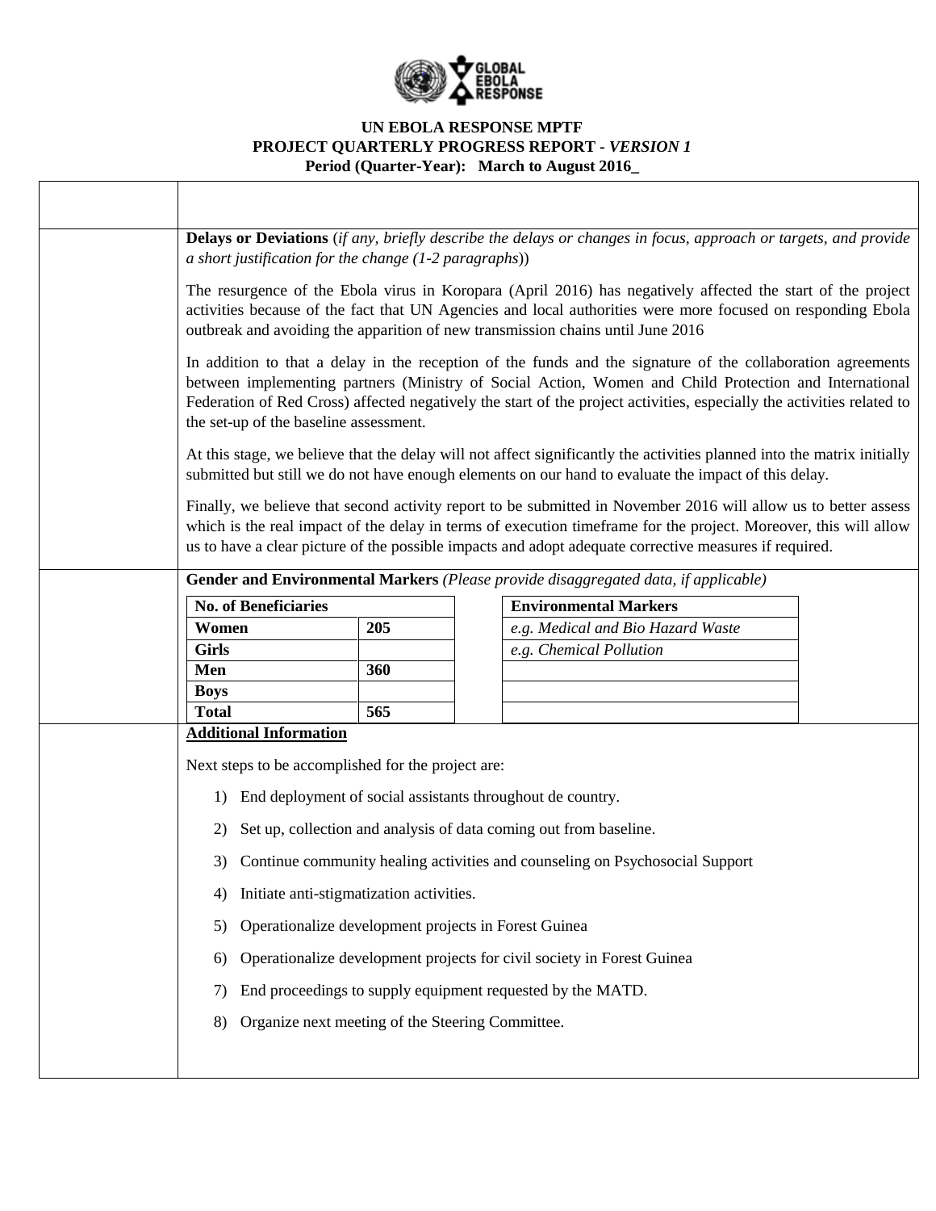**UN EBOLA RESPONSE MPTF**
**PROJECT QUARTERLY PROGRESS REPORT -** ***VERSION 1***
**Period (Quarter-Year): March to August 2016_**

**Delays or Deviations** (*if any, briefly describe the delays or changes in focus, approach or targets, and provide a short justification for the change (1-2 paragraphs)*)

The resurgence of the Ebola virus in Koropara (April 2016) has negatively affected the start of the project activities because of the fact that UN Agencies and local authorities were more focused on responding Ebola outbreak and avoiding the apparition of new transmission chains until June 2016

In addition to that a delay in the reception of the funds and the signature of the collaboration agreements between implementing partners (Ministry of Social Action, Women and Child Protection and International Federation of Red Cross) affected negatively the start of the project activities, especially the activities related to the set-up of the baseline assessment.

At this stage, we believe that the delay will not affect significantly the activities planned into the matrix initially submitted but still we do not have enough elements on our hand to evaluate the impact of this delay.

Finally, we believe that second activity report to be submitted in November 2016 will allow us to better assess which is the real impact of the delay in terms of execution timeframe for the project. Moreover, this will allow us to have a clear picture of the possible impacts and adopt adequate corrective measures if required.

**Gender and Environmental Markers** *(Please provide disaggregated data, if applicable)*

| No. of Beneficiaries | |
|---|---|
| Women | 205 |
| Girls | |
| Men | 360 |
| Boys | |
| Total | 565 |

| Environmental Markers |
|---|
| *e.g. Medical and Bio Hazard Waste* |
| *e.g. Chemical Pollution* |
| |
| |
| |

**Additional Information**

Next steps to be accomplished for the project are:

1) End deployment of social assistants throughout de country.
2) Set up, collection and analysis of data coming out from baseline.
3) Continue community healing activities and counseling on Psychosocial Support
4) Initiate anti-stigmatization activities.
5) Operationalize development projects in Forest Guinea
6) Operationalize development projects for civil society in Forest Guinea
7) End proceedings to supply equipment requested by the MATD.
8) Organize next meeting of the Steering Committee.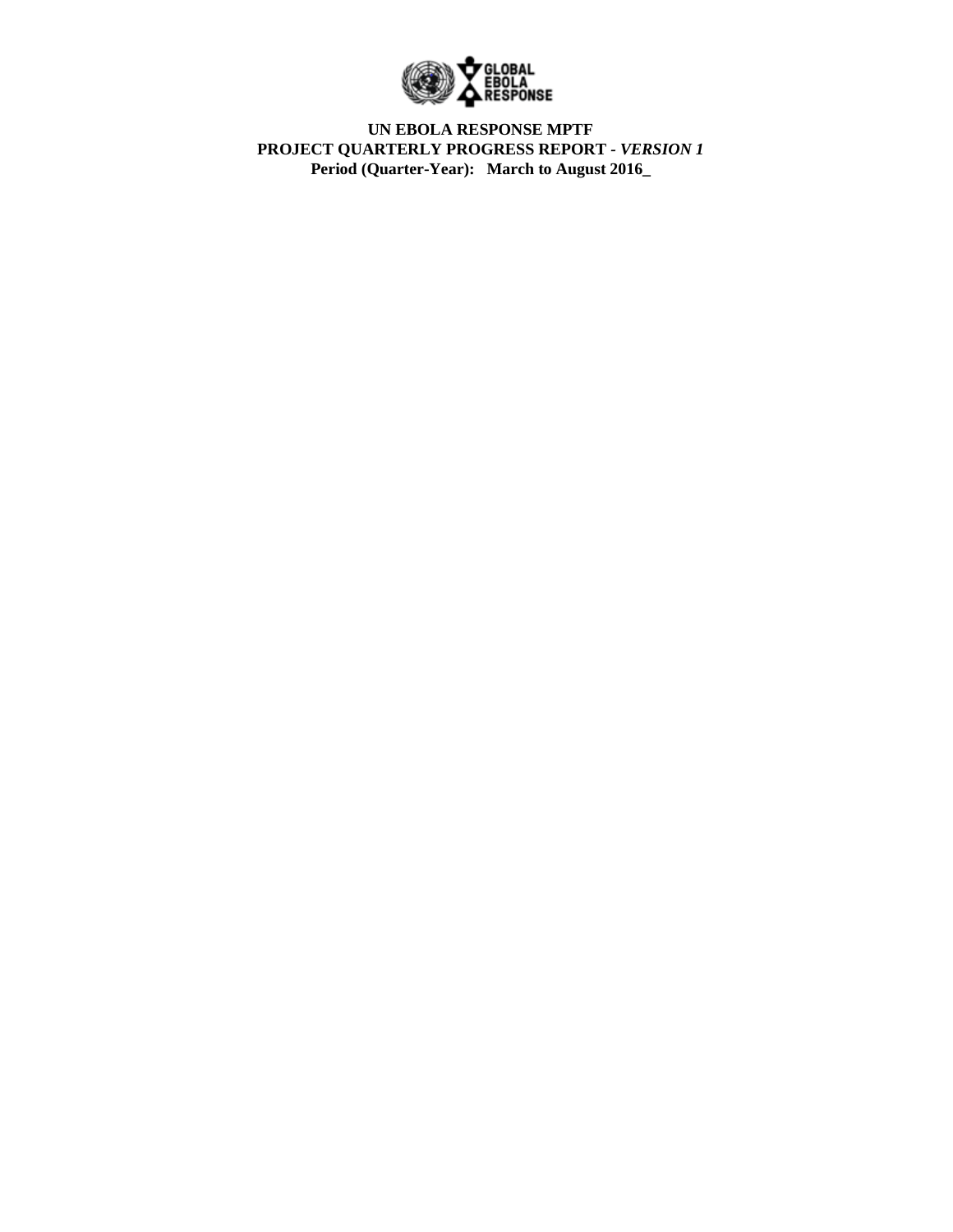**UN EBOLA RESPONSE MPTF**
**PROJECT QUARTERLY PROGRESS REPORT -** ***VERSION 1***
**Period (Quarter-Year): March to August 2016_**